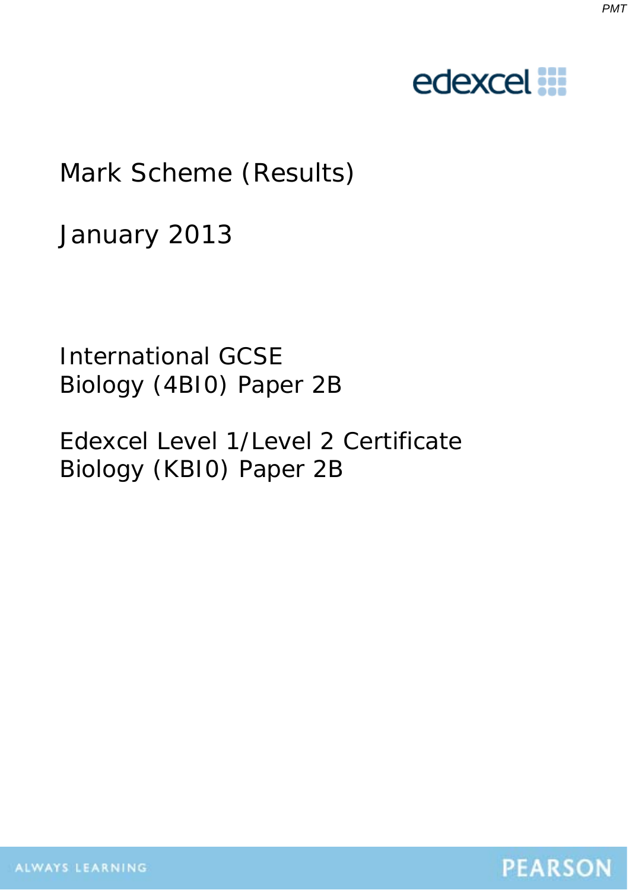# Mark Scheme (Results)

January 2013

International GCSE
Biology (4BI0) Paper 2B

Edexcel Level 1/Level 2 Certificate
Biology (KBI0) Paper 2B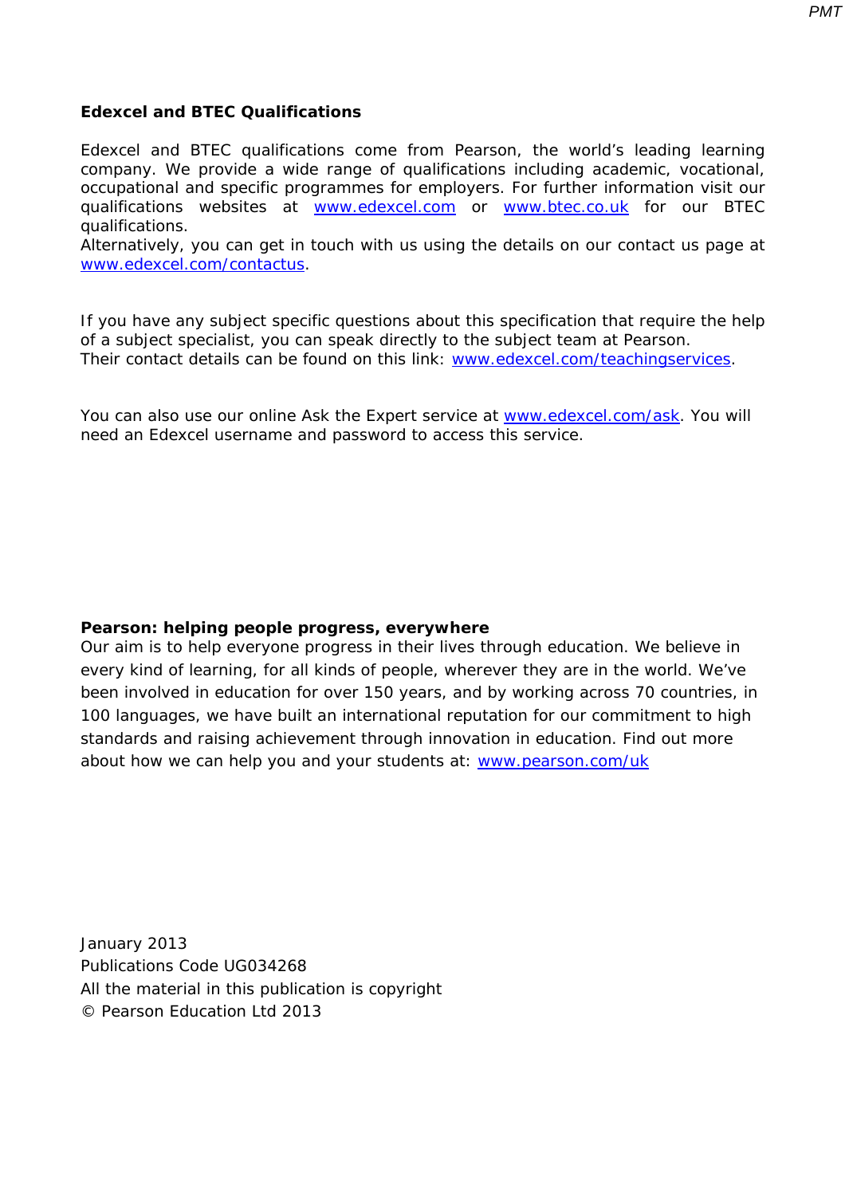**Edexcel and BTEC Qualifications**

Edexcel and BTEC qualifications come from Pearson, the world's leading learning company. We provide a wide range of qualifications including academic, vocational, occupational and specific programmes for employers. For further information visit our qualifications websites at www.edexcel.com or www.btec.co.uk for our BTEC qualifications.
Alternatively, you can get in touch with us using the details on our contact us page at www.edexcel.com/contactus.

If you have any subject specific questions about this specification that require the help of a subject specialist, you can speak directly to the subject team at Pearson.
Their contact details can be found on this link: www.edexcel.com/teachingservices.

You can also use our online Ask the Expert service at www.edexcel.com/ask. You will need an Edexcel username and password to access this service.

**Pearson: helping people progress, everywhere**
Our aim is to help everyone progress in their lives through education. We believe in every kind of learning, for all kinds of people, wherever they are in the world. We've been involved in education for over 150 years, and by working across 70 countries, in 100 languages, we have built an international reputation for our commitment to high standards and raising achievement through innovation in education. Find out more about how we can help you and your students at: www.pearson.com/uk

January 2013
Publications Code UG034268
All the material in this publication is copyright
© Pearson Education Ltd 2013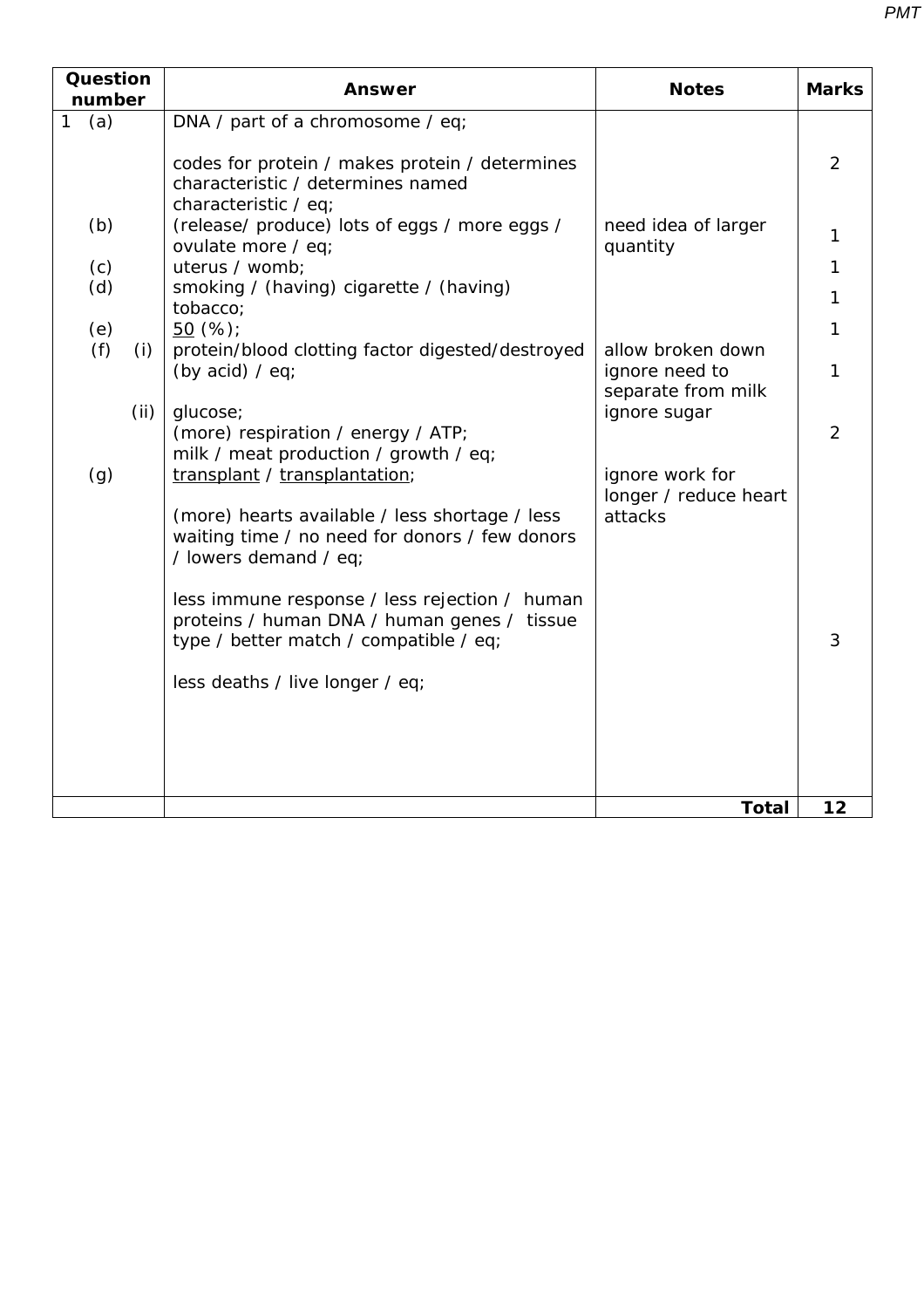| Question number | Answer | Notes | Marks |
|---|---|---|---|
| 1 (a) | DNA / part of a chromosome / eq;<br><br>codes for protein / makes protein / determines characteristic / determines named characteristic / eq; | | 2 |
| (b) | (release/ produce) lots of eggs / more eggs / ovulate more / eq; | need idea of larger quantity | 1 |
| (c) | uterus / womb; | | 1 |
| (d) | smoking / (having) cigarette / (having) tobacco; | | 1 |
| (e) | <u>50</u> (%); | | 1 |
| (f) (i) | protein/blood clotting factor digested/destroyed (by acid) / eq; | allow broken down<br>ignore need to separate from milk | 1 |
| (ii) | glucose;<br>(more) respiration / energy / ATP;<br>milk / meat production / growth / eq; | ignore sugar | 2 |
| (g) | <u>transplant</u> / <u>transplantation</u>;<br><br>(more) hearts available / less shortage / less waiting time / no need for donors / few donors / lowers demand / eq;<br><br>less immune response / less rejection / human proteins / human DNA / human genes / tissue type / better match / compatible / eq;<br><br>less deaths / live longer / eq; | ignore work for longer / reduce heart attacks | 3 |
| | | **Total** | **12** |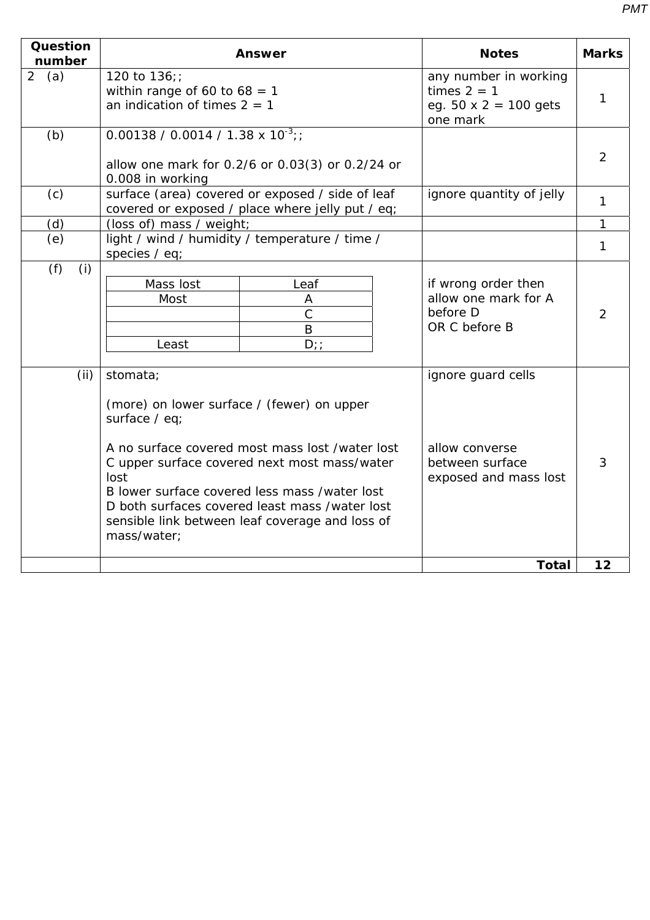| Question number | Answer | Notes | Marks |
|---|---|---|---|
| 2 (a) | 120 to 136;;<br>within range of 60 to 68 = 1<br>an indication of times 2 = 1 | any number in working times 2 = 1<br>eg. 50 x 2 = 100 gets one mark | 1 |
| (b) | 0.00138 / 0.0014 / 1.38 x $10^{-3}$;;<br><br>allow one mark for 0.2/6 or 0.03(3) or 0.2/24 or 0.008 in working | | 2 |
| (c) | surface (area) covered or exposed / side of leaf covered or exposed / place where jelly put / eq; | ignore quantity of jelly | 1 |
| (d) | (loss of) mass / weight; | | 1 |
| (e) | light / wind / humidity / temperature / time / species / eq; | | 1 |
| (f) (i) | Mass lost – Leaf:<br>Most – A<br>C<br>B<br>Least – D;; | if wrong order then allow one mark for A before D<br>OR C before B | 2 |
| (ii) | stomata;<br><br>(more) on lower surface / (fewer) on upper surface / eq;<br><br>A no surface covered most mass lost /water lost<br>C upper surface covered next most mass/water lost<br>B lower surface covered less mass /water lost<br>D both surfaces covered least mass /water lost<br>sensible link between leaf coverage and loss of mass/water; | ignore guard cells<br><br><br><br>allow converse between surface exposed and mass lost | 3 |
| | | **Total** | **12** |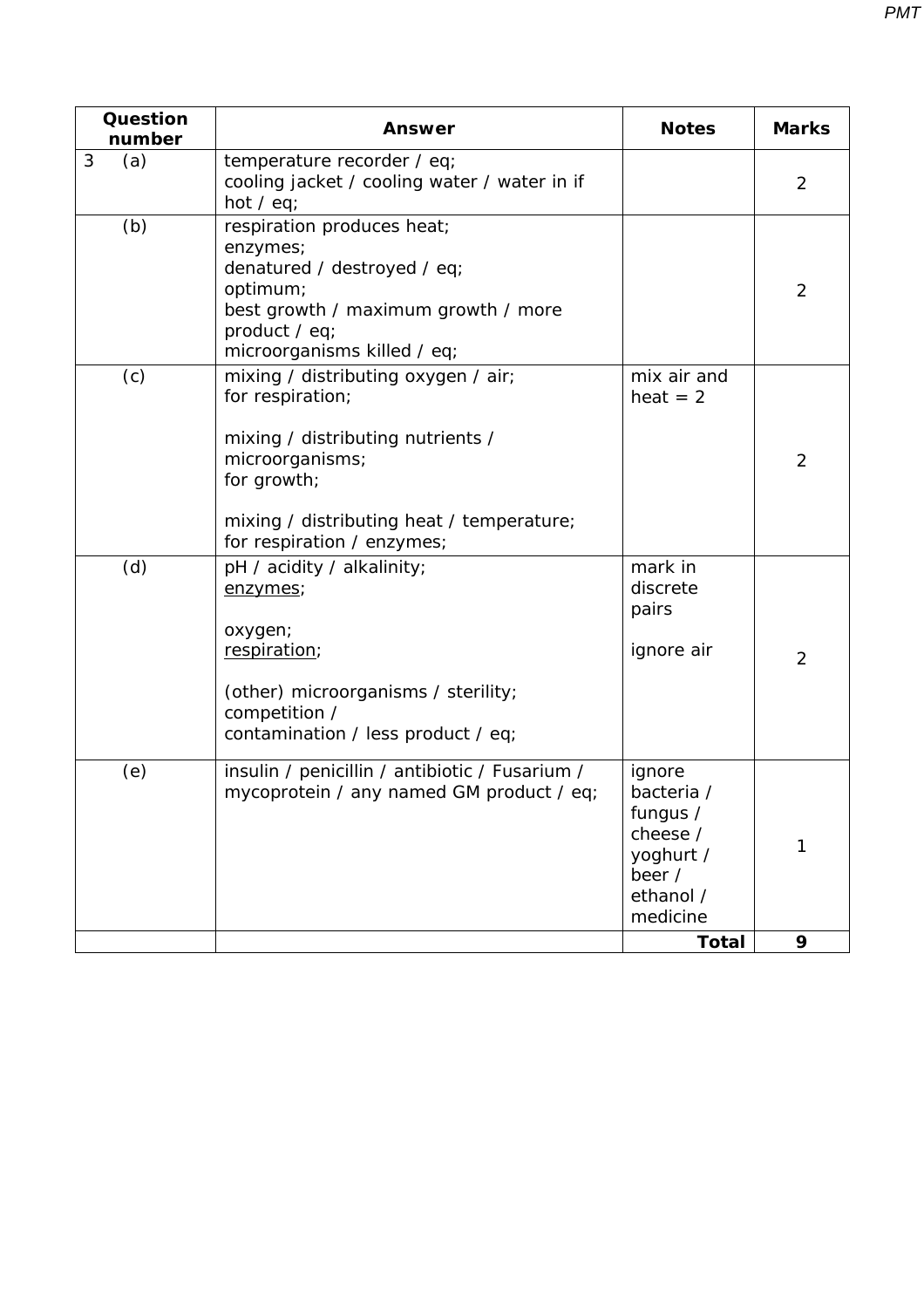| Question number | Answer | Notes | Marks |
|---|---|---|---|
| 3 (a) | temperature recorder / eq;<br>cooling jacket / cooling water / water in if hot / eq; | | 2 |
| (b) | respiration produces heat;<br>enzymes;<br>denatured / destroyed / eq;<br>optimum;<br>best growth / maximum growth / more product / eq;<br>microorganisms killed / eq; | | 2 |
| (c) | mixing / distributing oxygen / air;<br>for respiration;<br><br>mixing / distributing nutrients / microorganisms;<br>for growth;<br><br>mixing / distributing heat / temperature;<br>for respiration / enzymes; | mix air and heat = 2 | 2 |
| (d) | pH / acidity / alkalinity;<br><u>enzymes</u>;<br><br>oxygen;<br><u>respiration</u>;<br><br>(other) microorganisms / sterility;<br>competition /<br>contamination / less product / eq; | mark in discrete pairs<br><br>ignore air | 2 |
| (e) | insulin / penicillin / antibiotic / Fusarium / mycoprotein / any named GM product / eq; | ignore bacteria / fungus / cheese / yoghurt / beer / ethanol / medicine | 1 |
| | | **Total** | **9** |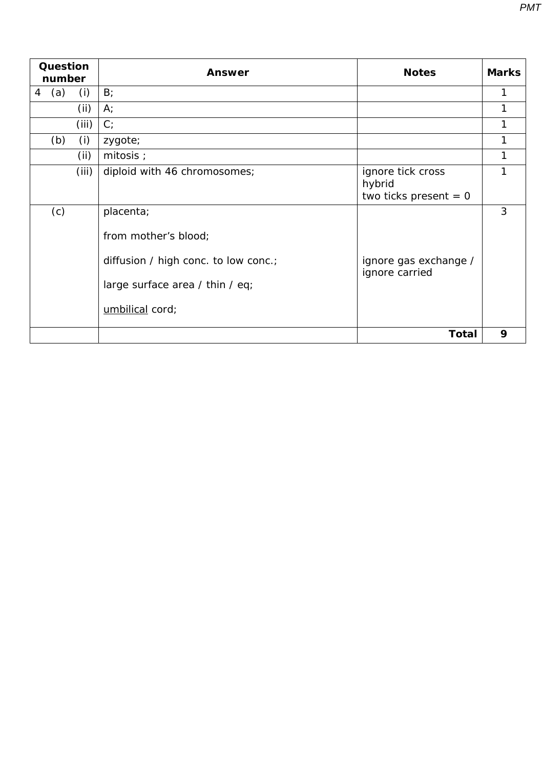| Question number | Answer | Notes | Marks |
|---|---|---|---|
| 4 (a) (i) | B; | | 1 |
| (ii) | A; | | 1 |
| (iii) | C; | | 1 |
| (b) (i) | zygote; | | 1 |
| (ii) | mitosis ; | | 1 |
| (iii) | diploid with 46 chromosomes; | ignore tick cross hybrid<br>two ticks present = 0 | 1 |
| (c) | placenta;<br><br>from mother's blood;<br><br>diffusion / high conc. to low conc.;<br><br>large surface area / thin / eq;<br><br><u>umbilical</u> cord; | ignore gas exchange / ignore carried | 3 |
| | | **Total** | **9** |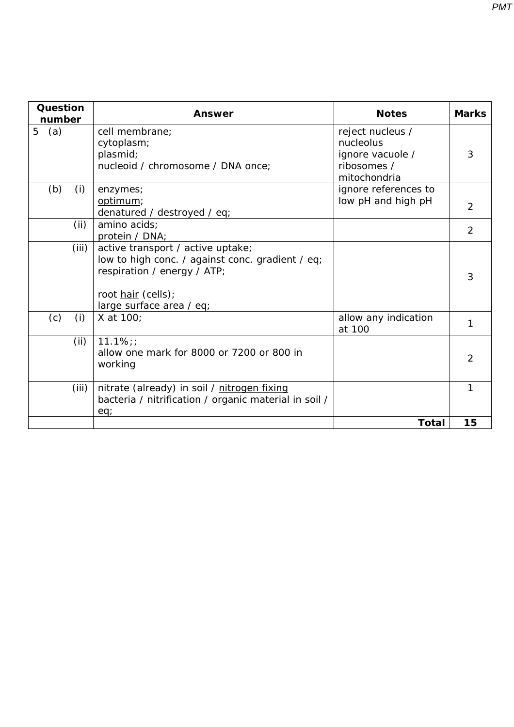| Question number | Answer | Notes | Marks |
|---|---|---|---|
| 5 (a) | cell membrane;<br>cytoplasm;<br>plasmid;<br>nucleoid / chromosome / DNA once; | reject nucleus / nucleolus<br>ignore vacuole / ribosomes / mitochondria | 3 |
| (b) (i) | enzymes;<br><u>optimum</u>;<br>denatured / destroyed / eq; | ignore references to low pH and high pH | 2 |
| (ii) | amino acids;<br>protein / DNA; | | 2 |
| (iii) | active transport / active uptake;<br>low to high conc. / against conc. gradient / eq;<br>respiration / energy / ATP;<br><br>root <u>hair</u> (cells);<br>large surface area / eq; | | 3 |
| (c) (i) | X at 100; | allow any indication at 100 | 1 |
| (ii) | 11.1%;;<br>allow one mark for 8000 or 7200 or 800 in working | | 2 |
| (iii) | nitrate (already) in soil / <u>nitrogen fixing</u> bacteria / nitrification / organic material in soil / eq; | | 1 |
| | | **Total** | **15** |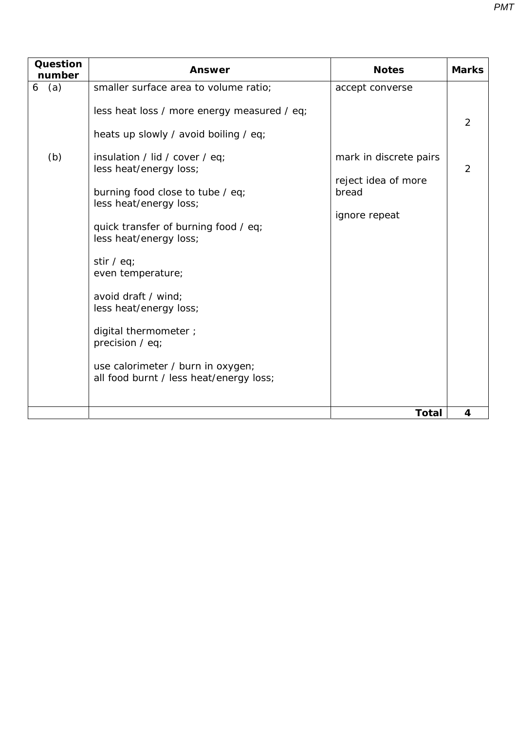| Question number | Answer | Notes | Marks |
|---|---|---|---|
| 6 (a) | smaller surface area to volume ratio;<br><br>less heat loss / more energy measured / eq;<br><br>heats up slowly / avoid boiling / eq; | accept converse | 2 |
| (b) | insulation / lid / cover / eq;<br>less heat/energy loss;<br><br>burning food close to tube / eq;<br>less heat/energy loss;<br><br>quick transfer of burning food / eq;<br>less heat/energy loss;<br><br>stir / eq;<br>even temperature;<br><br>avoid draft / wind;<br>less heat/energy loss;<br><br>digital thermometer ;<br>precision / eq;<br><br>use calorimeter / burn in oxygen;<br>all food burnt / less heat/energy loss; | mark in discrete pairs<br><br>reject idea of more bread<br><br>ignore repeat | 2 |
| | | **Total** | **4** |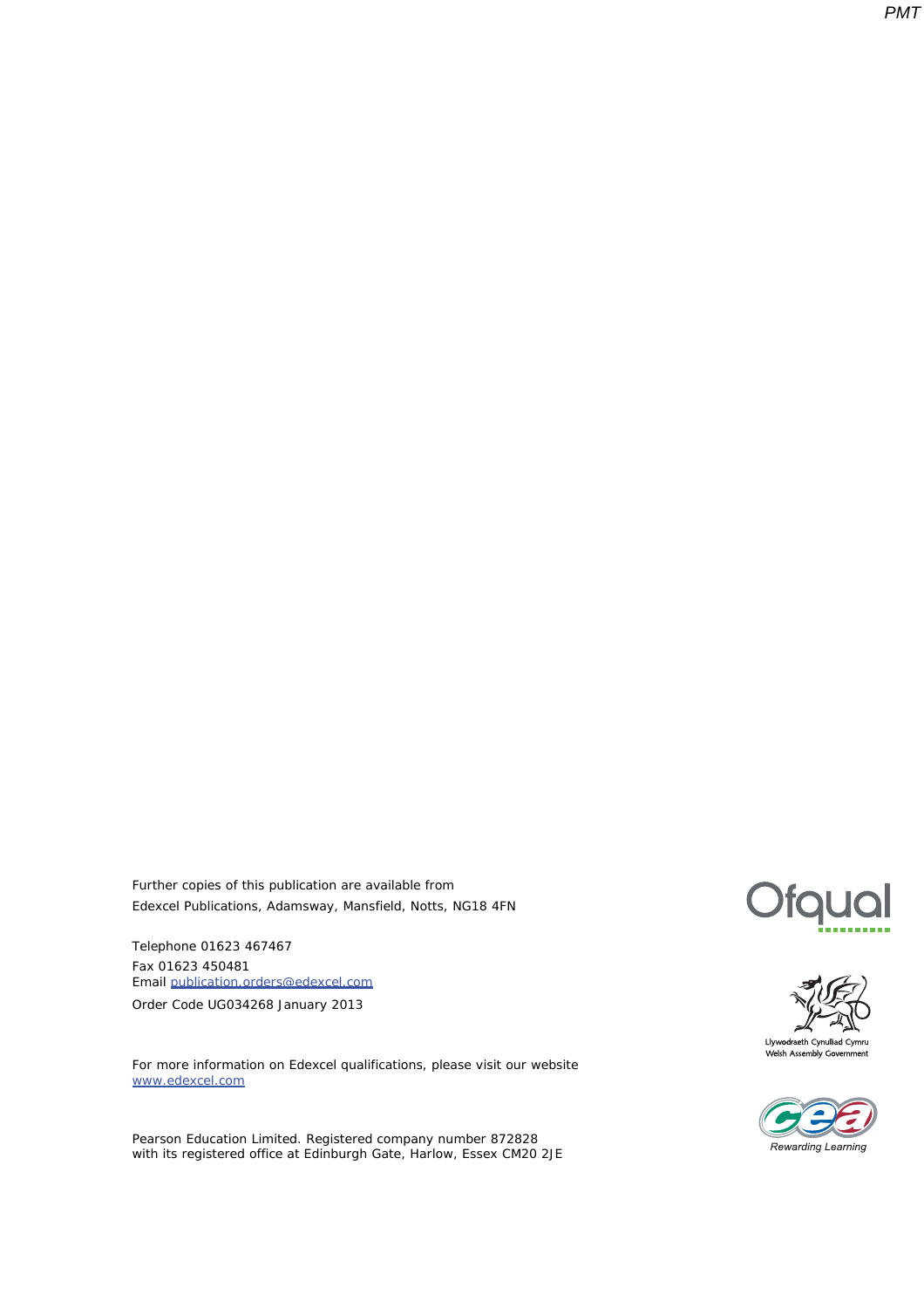Further copies of this publication are available from
Edexcel Publications, Adamsway, Mansfield, Notts, NG18 4FN

Telephone 01623 467467
Fax 01623 450481
Email publication.orders@edexcel.com
Order Code UG034268 January 2013

For more information on Edexcel qualifications, please visit our website
www.edexcel.com

Pearson Education Limited. Registered company number 872828
with its registered office at Edinburgh Gate, Harlow, Essex CM20 2JE

Ofqual

Llywodraeth Cynulliad Cymru
Welsh Assembly Government

Rewarding Learning